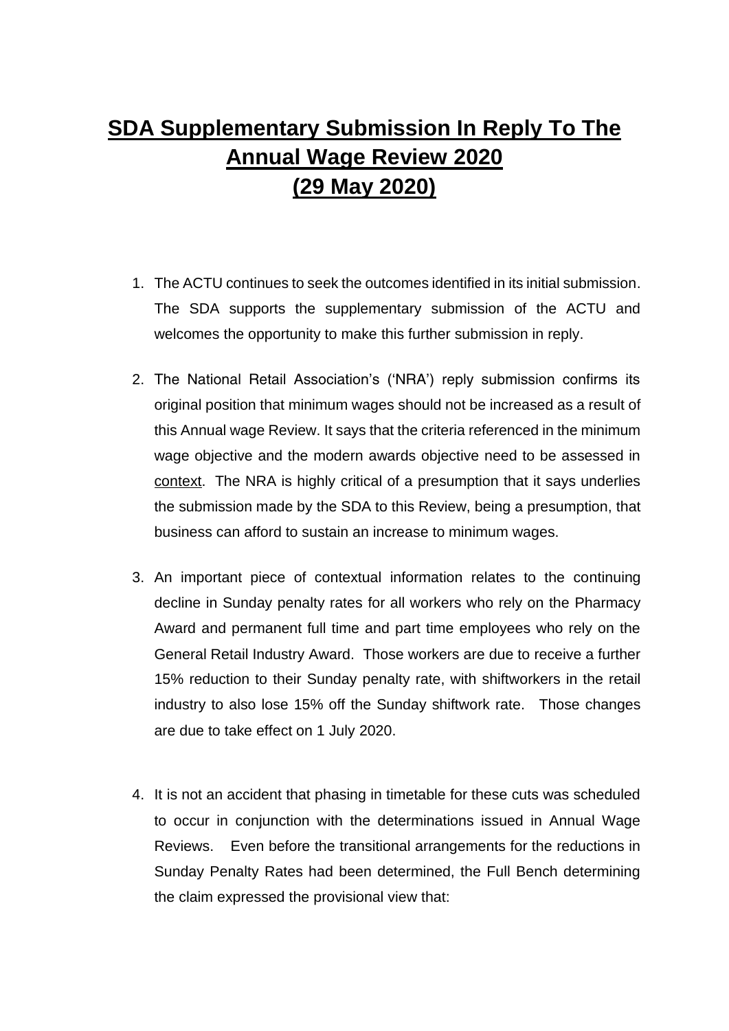# SDA Supplementary Submission In Reply To The Annual Wage Review 2020 (29 May 2020)

1. The ACTU continues to seek the outcomes identified in its initial submission. The SDA supports the supplementary submission of the ACTU and welcomes the opportunity to make this further submission in reply.

2. The National Retail Association's ('NRA') reply submission confirms its original position that minimum wages should not be increased as a result of this Annual wage Review. It says that the criteria referenced in the minimum wage objective and the modern awards objective need to be assessed in <u>context</u>. The NRA is highly critical of a presumption that it says underlies the submission made by the SDA to this Review, being a presumption, that business can afford to sustain an increase to minimum wages.

3. An important piece of contextual information relates to the continuing decline in Sunday penalty rates for all workers who rely on the Pharmacy Award and permanent full time and part time employees who rely on the General Retail Industry Award. Those workers are due to receive a further 15% reduction to their Sunday penalty rate, with shiftworkers in the retail industry to also lose 15% off the Sunday shiftwork rate. Those changes are due to take effect on 1 July 2020.

4. It is not an accident that phasing in timetable for these cuts was scheduled to occur in conjunction with the determinations issued in Annual Wage Reviews. Even before the transitional arrangements for the reductions in Sunday Penalty Rates had been determined, the Full Bench determining the claim expressed the provisional view that: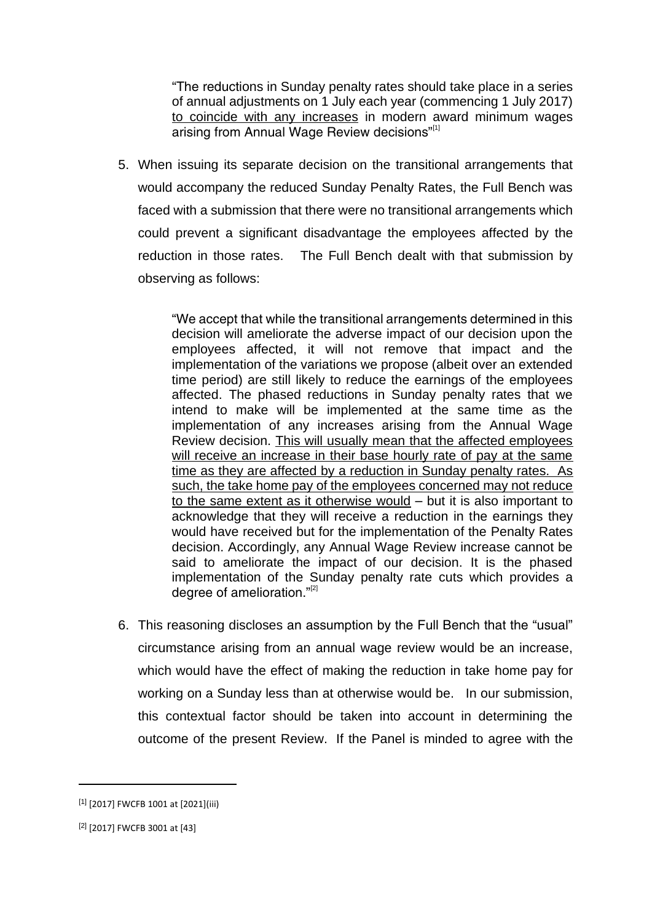> "The reductions in Sunday penalty rates should take place in a series of annual adjustments on 1 July each year (commencing 1 July 2017) <u>to coincide with any increases</u> in modern award minimum wages arising from Annual Wage Review decisions"[1]

5. When issuing its separate decision on the transitional arrangements that would accompany the reduced Sunday Penalty Rates, the Full Bench was faced with a submission that there were no transitional arrangements which could prevent a significant disadvantage the employees affected by the reduction in those rates. The Full Bench dealt with that submission by observing as follows:

> "We accept that while the transitional arrangements determined in this decision will ameliorate the adverse impact of our decision upon the employees affected, it will not remove that impact and the implementation of the variations we propose (albeit over an extended time period) are still likely to reduce the earnings of the employees affected. The phased reductions in Sunday penalty rates that we intend to make will be implemented at the same time as the implementation of any increases arising from the Annual Wage Review decision. <u>This will usually mean that the affected employees will receive an increase in their base hourly rate of pay at the same time as they are affected by a reduction in Sunday penalty rates. As such, the take home pay of the employees concerned may not reduce to the same extent as it otherwise would</u> – but it is also important to acknowledge that they will receive a reduction in the earnings they would have received but for the implementation of the Penalty Rates decision. Accordingly, any Annual Wage Review increase cannot be said to ameliorate the impact of our decision. It is the phased implementation of the Sunday penalty rate cuts which provides a degree of amelioration."[2]

6. This reasoning discloses an assumption by the Full Bench that the "usual" circumstance arising from an annual wage review would be an increase, which would have the effect of making the reduction in take home pay for working on a Sunday less than at otherwise would be. In our submission, this contextual factor should be taken into account in determining the outcome of the present Review. If the Panel is minded to agree with the

---

[1] [2017] FWCFB 1001 at [2021](iii)

[2] [2017] FWCFB 3001 at [43]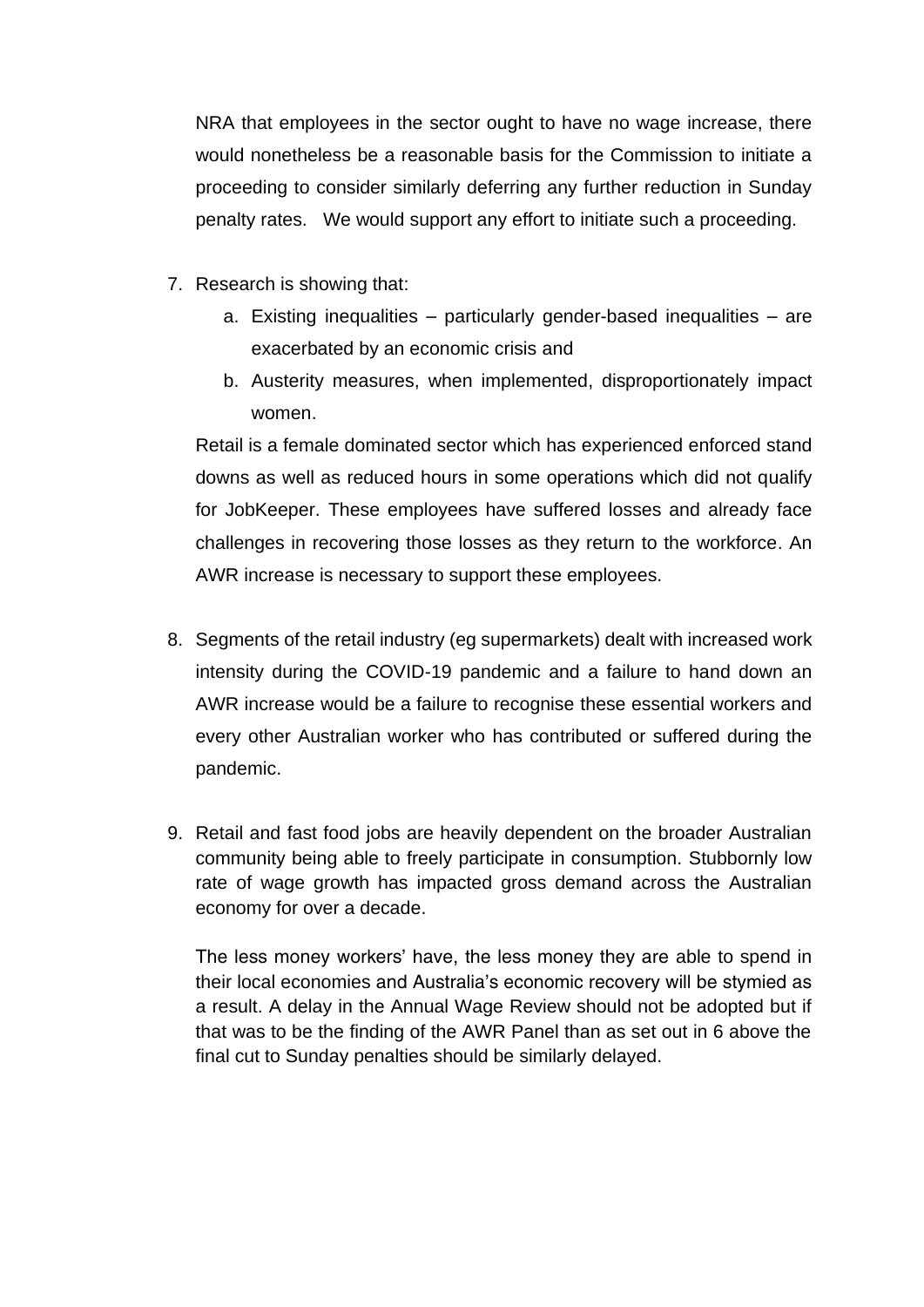NRA that employees in the sector ought to have no wage increase, there would nonetheless be a reasonable basis for the Commission to initiate a proceeding to consider similarly deferring any further reduction in Sunday penalty rates. We would support any effort to initiate such a proceeding.

7. Research is showing that:
   a. Existing inequalities – particularly gender-based inequalities – are exacerbated by an economic crisis and
   b. Austerity measures, when implemented, disproportionately impact women.

   Retail is a female dominated sector which has experienced enforced stand downs as well as reduced hours in some operations which did not qualify for JobKeeper. These employees have suffered losses and already face challenges in recovering those losses as they return to the workforce. An AWR increase is necessary to support these employees.

8. Segments of the retail industry (eg supermarkets) dealt with increased work intensity during the COVID-19 pandemic and a failure to hand down an AWR increase would be a failure to recognise these essential workers and every other Australian worker who has contributed or suffered during the pandemic.

9. Retail and fast food jobs are heavily dependent on the broader Australian community being able to freely participate in consumption. Stubbornly low rate of wage growth has impacted gross demand across the Australian economy for over a decade.

   The less money workers' have, the less money they are able to spend in their local economies and Australia's economic recovery will be stymied as a result. A delay in the Annual Wage Review should not be adopted but if that was to be the finding of the AWR Panel than as set out in 6 above the final cut to Sunday penalties should be similarly delayed.